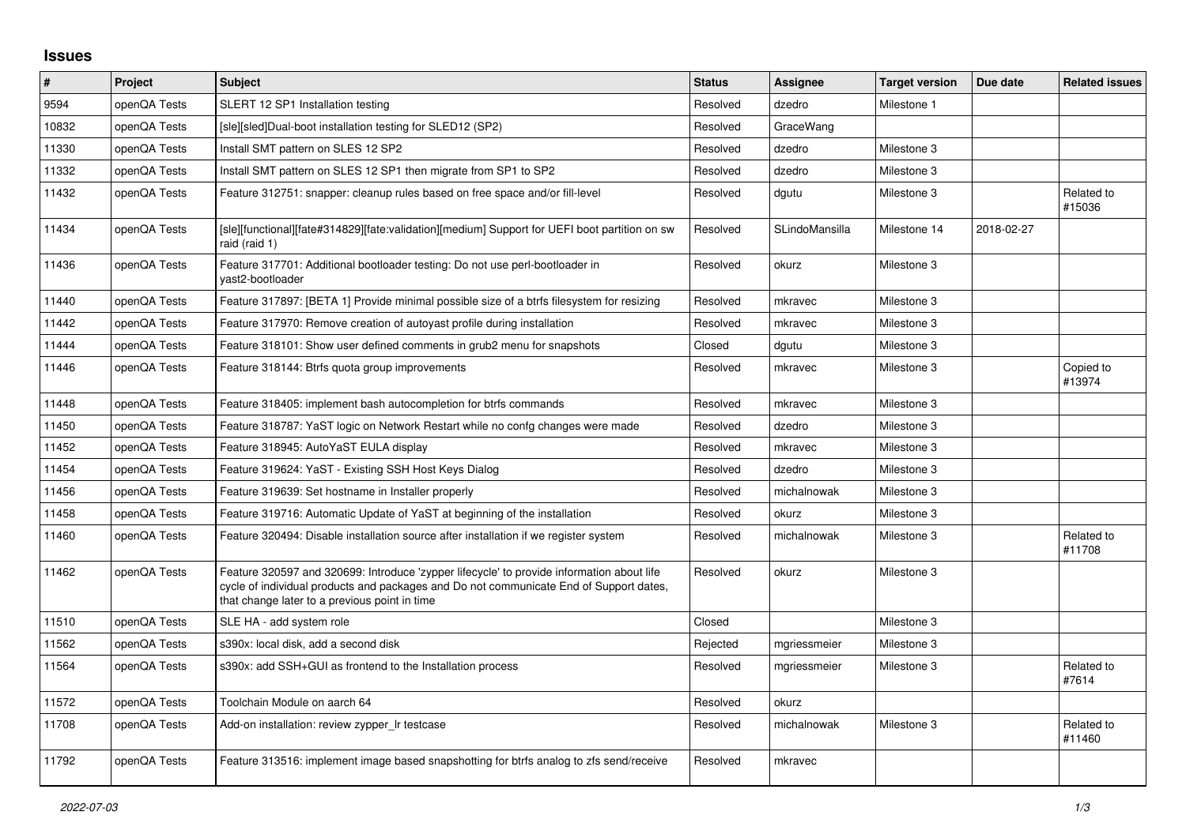# Issues

| # | Project | Subject | Status | Assignee | Target version | Due date | Related issues |
|---|---|---|---|---|---|---|---|
| 9594 | openQA Tests | SLERT 12 SP1 Installation testing | Resolved | dzedro | Milestone 1 | | |
| 10832 | openQA Tests | [sle][sled]Dual-boot installation testing for SLED12 (SP2) | Resolved | GraceWang | | | |
| 11330 | openQA Tests | Install SMT pattern on SLES 12 SP2 | Resolved | dzedro | Milestone 3 | | |
| 11332 | openQA Tests | Install SMT pattern on SLES 12 SP1 then migrate from SP1 to SP2 | Resolved | dzedro | Milestone 3 | | |
| 11432 | openQA Tests | Feature 312751: snapper: cleanup rules based on free space and/or fill-level | Resolved | dgutu | Milestone 3 | | Related to #15036 |
| 11434 | openQA Tests | [sle][functional][fate#314829][fate:validation][medium] Support for UEFI boot partition on sw raid (raid 1) | Resolved | SLindoMansilla | Milestone 14 | 2018-02-27 | |
| 11436 | openQA Tests | Feature 317701: Additional bootloader testing: Do not use perl-bootloader in yast2-bootloader | Resolved | okurz | Milestone 3 | | |
| 11440 | openQA Tests | Feature 317897: [BETA 1] Provide minimal possible size of a btrfs filesystem for resizing | Resolved | mkravec | Milestone 3 | | |
| 11442 | openQA Tests | Feature 317970: Remove creation of autoyast profile during installation | Resolved | mkravec | Milestone 3 | | |
| 11444 | openQA Tests | Feature 318101: Show user defined comments in grub2 menu for snapshots | Closed | dgutu | Milestone 3 | | |
| 11446 | openQA Tests | Feature 318144: Btrfs quota group improvements | Resolved | mkravec | Milestone 3 | | Copied to #13974 |
| 11448 | openQA Tests | Feature 318405: implement bash autocompletion for btrfs commands | Resolved | mkravec | Milestone 3 | | |
| 11450 | openQA Tests | Feature 318787: YaST logic on Network Restart while no confg changes were made | Resolved | dzedro | Milestone 3 | | |
| 11452 | openQA Tests | Feature 318945: AutoYaST EULA display | Resolved | mkravec | Milestone 3 | | |
| 11454 | openQA Tests | Feature 319624: YaST - Existing SSH Host Keys Dialog | Resolved | dzedro | Milestone 3 | | |
| 11456 | openQA Tests | Feature 319639: Set hostname in Installer properly | Resolved | michalnowak | Milestone 3 | | |
| 11458 | openQA Tests | Feature 319716: Automatic Update of YaST at beginning of the installation | Resolved | okurz | Milestone 3 | | |
| 11460 | openQA Tests | Feature 320494: Disable installation source after installation if we register system | Resolved | michalnowak | Milestone 3 | | Related to #11708 |
| 11462 | openQA Tests | Feature 320597 and 320699: Introduce 'zypper lifecycle' to provide information about life cycle of individual products and packages and Do not communicate End of Support dates, that change later to a previous point in time | Resolved | okurz | Milestone 3 | | |
| 11510 | openQA Tests | SLE HA - add system role | Closed | | Milestone 3 | | |
| 11562 | openQA Tests | s390x: local disk, add a second disk | Rejected | mgriessmeier | Milestone 3 | | |
| 11564 | openQA Tests | s390x: add SSH+GUI as frontend to the Installation process | Resolved | mgriessmeier | Milestone 3 | | Related to #7614 |
| 11572 | openQA Tests | Toolchain Module on aarch 64 | Resolved | okurz | | | |
| 11708 | openQA Tests | Add-on installation: review zypper_lr testcase | Resolved | michalnowak | Milestone 3 | | Related to #11460 |
| 11792 | openQA Tests | Feature 313516: implement image based snapshotting for btrfs analog to zfs send/receive | Resolved | mkravec | | | |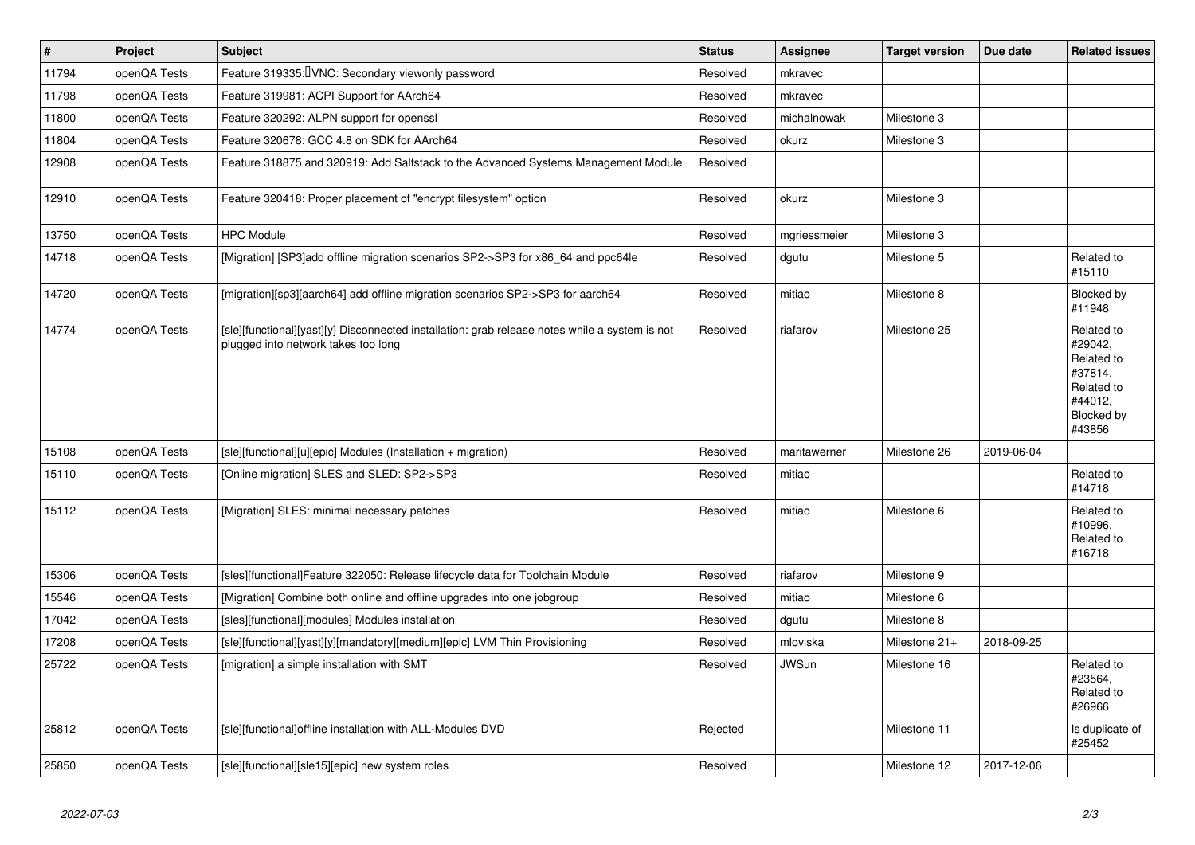| # | Project | Subject | Status | Assignee | Target version | Due date | Related issues |
|---|---|---|---|---|---|---|---|
| 11794 | openQA Tests | Feature 319335: VNC: Secondary viewonly password | Resolved | mkravec | | | |
| 11798 | openQA Tests | Feature 319981: ACPI Support for AArch64 | Resolved | mkravec | | | |
| 11800 | openQA Tests | Feature 320292: ALPN support for openssl | Resolved | michalnowak | Milestone 3 | | |
| 11804 | openQA Tests | Feature 320678: GCC 4.8 on SDK for AArch64 | Resolved | okurz | Milestone 3 | | |
| 12908 | openQA Tests | Feature 318875 and 320919: Add Saltstack to the Advanced Systems Management Module | Resolved | | | | |
| 12910 | openQA Tests | Feature 320418: Proper placement of "encrypt filesystem" option | Resolved | okurz | Milestone 3 | | |
| 13750 | openQA Tests | HPC Module | Resolved | mgriessmeier | Milestone 3 | | |
| 14718 | openQA Tests | [Migration] [SP3]add offline migration scenarios SP2->SP3 for x86_64 and ppc64le | Resolved | dgutu | Milestone 5 | | Related to #15110 |
| 14720 | openQA Tests | [migration][sp3][aarch64] add offline migration scenarios SP2->SP3 for aarch64 | Resolved | mitiao | Milestone 8 | | Blocked by #11948 |
| 14774 | openQA Tests | [sle][functional][yast][y] Disconnected installation: grab release notes while a system is not plugged into network takes too long | Resolved | riafarov | Milestone 25 | | Related to #29042, Related to #37814, Related to #44012, Blocked by #43856 |
| 15108 | openQA Tests | [sle][functional][u][epic] Modules (Installation + migration) | Resolved | maritawerner | Milestone 26 | 2019-06-04 | |
| 15110 | openQA Tests | [Online migration] SLES and SLED: SP2->SP3 | Resolved | mitiao | | | Related to #14718 |
| 15112 | openQA Tests | [Migration] SLES: minimal necessary patches | Resolved | mitiao | Milestone 6 | | Related to #10996, Related to #16718 |
| 15306 | openQA Tests | [sles][functional]Feature 322050: Release lifecycle data for Toolchain Module | Resolved | riafarov | Milestone 9 | | |
| 15546 | openQA Tests | [Migration] Combine both online and offline upgrades into one jobgroup | Resolved | mitiao | Milestone 6 | | |
| 17042 | openQA Tests | [sles][functional][modules] Modules installation | Resolved | dgutu | Milestone 8 | | |
| 17208 | openQA Tests | [sle][functional][yast][y][mandatory][medium][epic] LVM Thin Provisioning | Resolved | mloviska | Milestone 21+ | 2018-09-25 | |
| 25722 | openQA Tests | [migration] a simple installation with SMT | Resolved | JWSun | Milestone 16 | | Related to #23564, Related to #26966 |
| 25812 | openQA Tests | [sle][functional]offline installation with ALL-Modules DVD | Rejected | | Milestone 11 | | Is duplicate of #25452 |
| 25850 | openQA Tests | [sle][functional][sle15][epic] new system roles | Resolved | | Milestone 12 | 2017-12-06 | |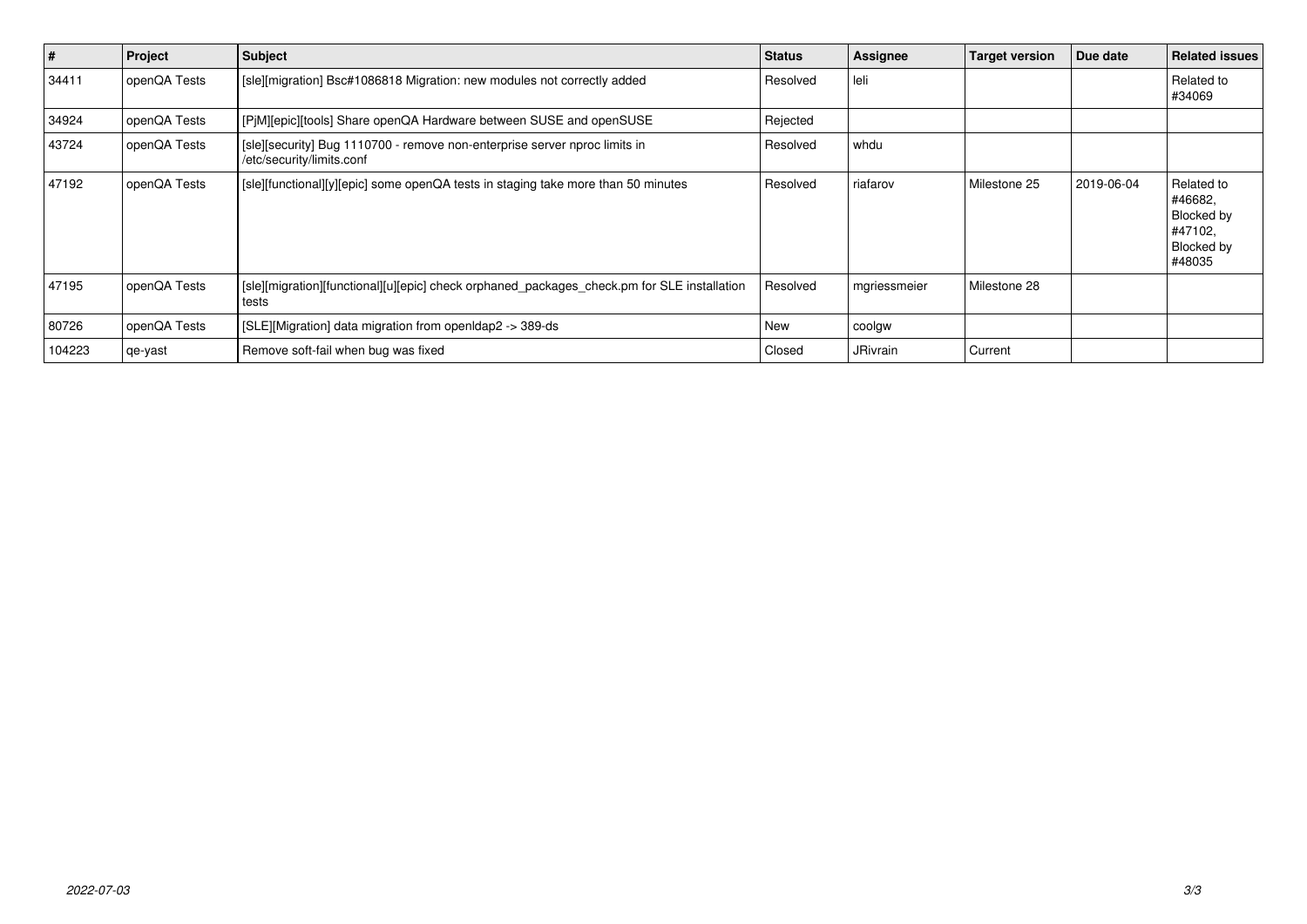| # | Project | Subject | Status | Assignee | Target version | Due date | Related issues |
|---|---|---|---|---|---|---|---|
| 34411 | openQA Tests | [sle][migration] Bsc#1086818 Migration: new modules not correctly added | Resolved | leli | | | Related to #34069 |
| 34924 | openQA Tests | [PjM][epic][tools] Share openQA Hardware between SUSE and openSUSE | Rejected | | | | |
| 43724 | openQA Tests | [sle][security] Bug 1110700 - remove non-enterprise server nproc limits in /etc/security/limits.conf | Resolved | whdu | | | |
| 47192 | openQA Tests | [sle][functional][y][epic] some openQA tests in staging take more than 50 minutes | Resolved | riafarov | Milestone 25 | 2019-06-04 | Related to #46682, Blocked by #47102, Blocked by #48035 |
| 47195 | openQA Tests | [sle][migration][functional][u][epic] check orphaned_packages_check.pm for SLE installation tests | Resolved | mgriessmeier | Milestone 28 | | |
| 80726 | openQA Tests | [SLE][Migration] data migration from openldap2 -> 389-ds | New | coolgw | | | |
| 104223 | qe-yast | Remove soft-fail when bug was fixed | Closed | JRivrain | Current | | |